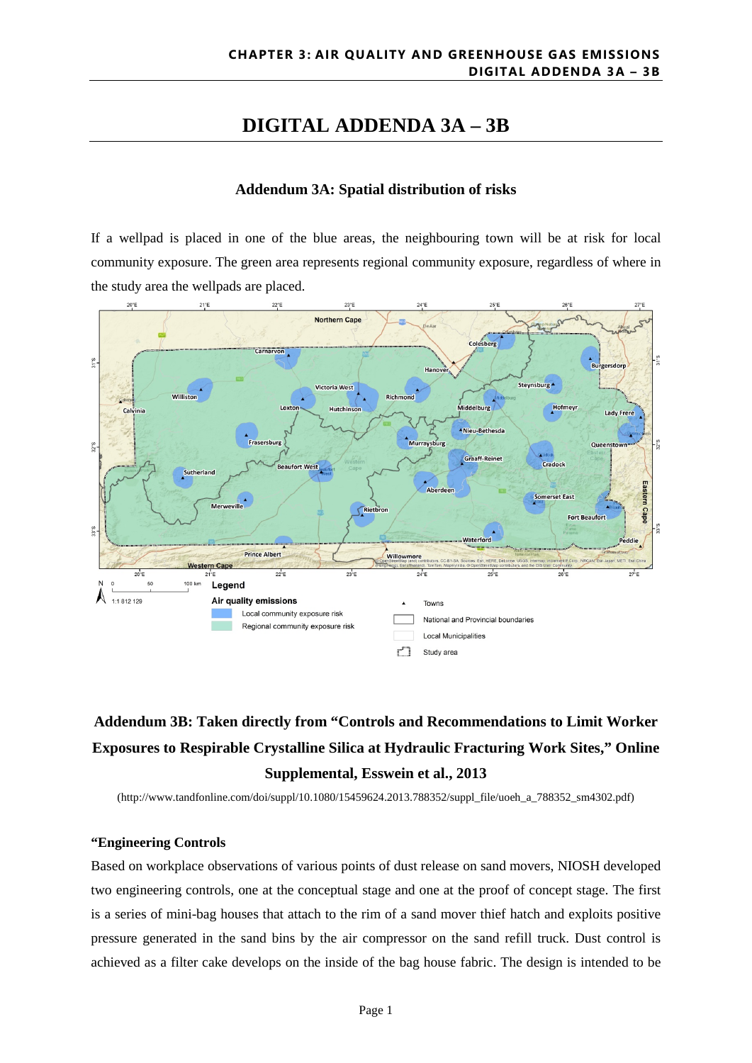# DIGITAL ADDENDA 3A – 3B

## Addendum 3A: Spatial distribution of risks

If a wellpad is placed in one of the blue areas, the neighbouring town will be at risk for local community exposure. The green area represents regional community exposure, regardless of where in the study area the wellpads are placed.

## Addendum 3B: Taken directly from "Controls and Recommendations to Limit Worker Exposures to Respirable Crystalline Silica at Hydraulic Fracturing Work Sites," Online Supplemental, Esswein et al., 2013

(http://www.tandfonline.com/doi/suppl/10.1080/15459624.2013.788352/suppl_file/uoeh_a_788352_sm4302.pdf)

### "Engineering Controls

Based on workplace observations of various points of dust release on sand movers, NIOSH developed two engineering controls, one at the conceptual stage and one at the proof of concept stage. The first is a series of mini-bag houses that attach to the rim of a sand mover thief hatch and exploits positive pressure generated in the sand bins by the air compressor on the sand refill truck. Dust control is achieved as a filter cake develops on the inside of the bag house fabric. The design is intended to be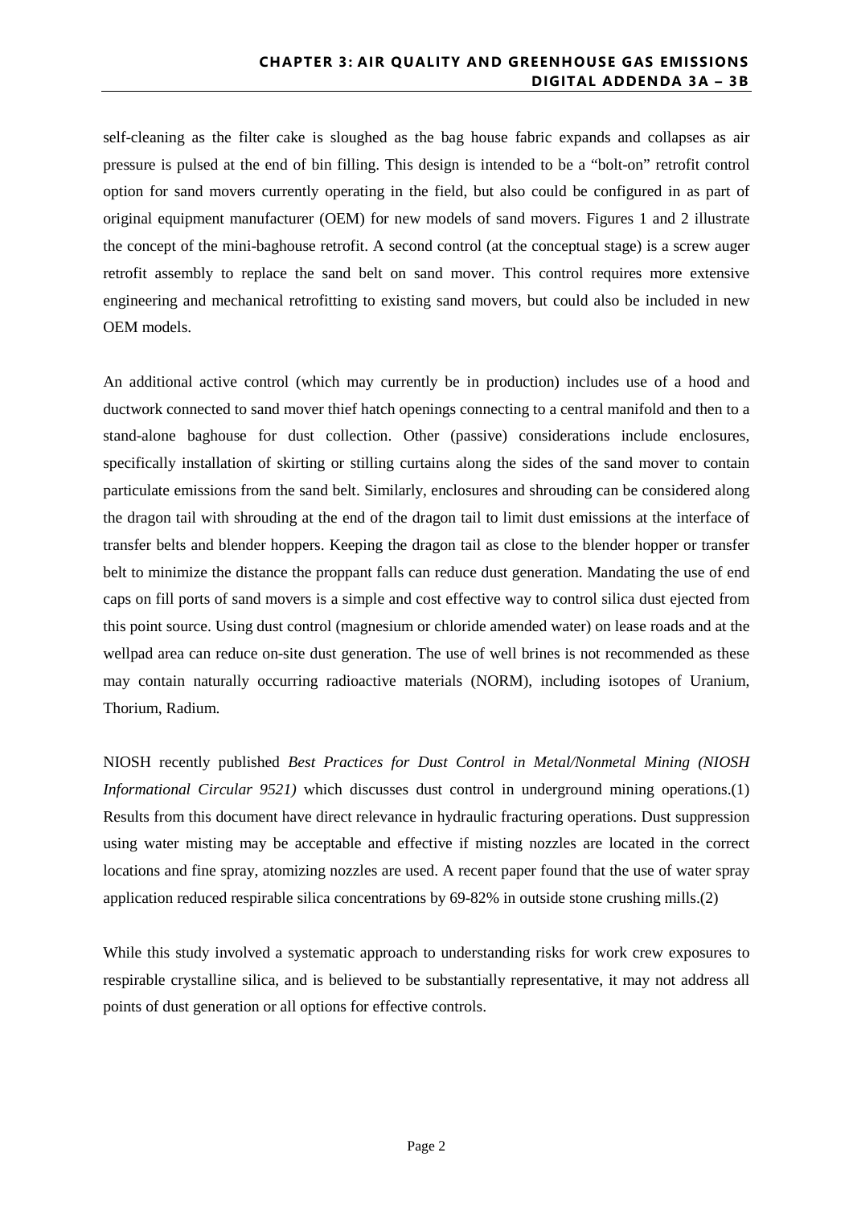self-cleaning as the filter cake is sloughed as the bag house fabric expands and collapses as air pressure is pulsed at the end of bin filling. This design is intended to be a "bolt-on" retrofit control option for sand movers currently operating in the field, but also could be configured in as part of original equipment manufacturer (OEM) for new models of sand movers. Figures 1 and 2 illustrate the concept of the mini-baghouse retrofit. A second control (at the conceptual stage) is a screw auger retrofit assembly to replace the sand belt on sand mover. This control requires more extensive engineering and mechanical retrofitting to existing sand movers, but could also be included in new OEM models.

An additional active control (which may currently be in production) includes use of a hood and ductwork connected to sand mover thief hatch openings connecting to a central manifold and then to a stand-alone baghouse for dust collection. Other (passive) considerations include enclosures, specifically installation of skirting or stilling curtains along the sides of the sand mover to contain particulate emissions from the sand belt. Similarly, enclosures and shrouding can be considered along the dragon tail with shrouding at the end of the dragon tail to limit dust emissions at the interface of transfer belts and blender hoppers. Keeping the dragon tail as close to the blender hopper or transfer belt to minimize the distance the proppant falls can reduce dust generation. Mandating the use of end caps on fill ports of sand movers is a simple and cost effective way to control silica dust ejected from this point source. Using dust control (magnesium or chloride amended water) on lease roads and at the wellpad area can reduce on-site dust generation. The use of well brines is not recommended as these may contain naturally occurring radioactive materials (NORM), including isotopes of Uranium, Thorium, Radium.

NIOSH recently published *Best Practices for Dust Control in Metal/Nonmetal Mining (NIOSH Informational Circular 9521)* which discusses dust control in underground mining operations.(1) Results from this document have direct relevance in hydraulic fracturing operations. Dust suppression using water misting may be acceptable and effective if misting nozzles are located in the correct locations and fine spray, atomizing nozzles are used. A recent paper found that the use of water spray application reduced respirable silica concentrations by 69-82% in outside stone crushing mills.(2)

While this study involved a systematic approach to understanding risks for work crew exposures to respirable crystalline silica, and is believed to be substantially representative, it may not address all points of dust generation or all options for effective controls.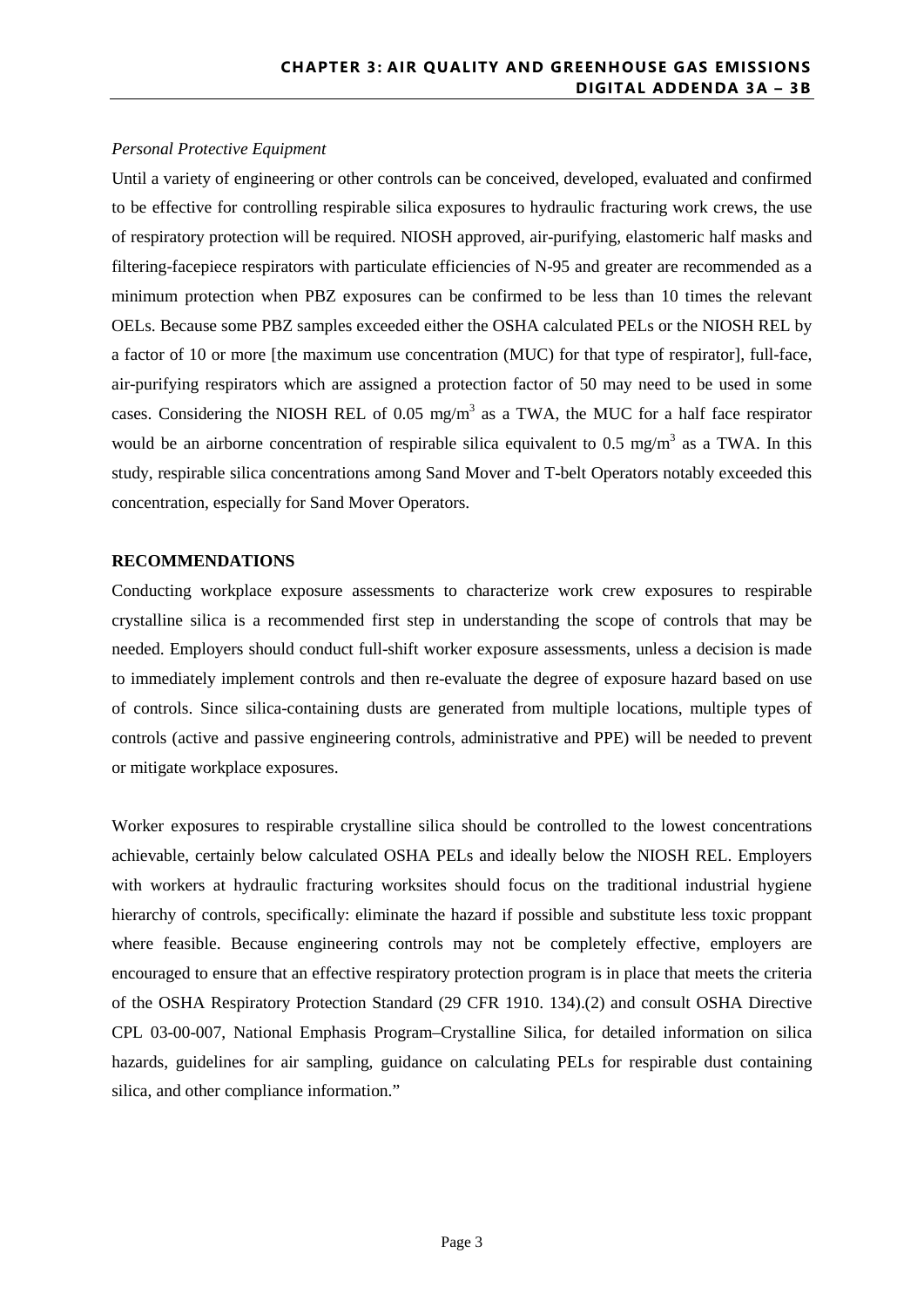*Personal Protective Equipment*

Until a variety of engineering or other controls can be conceived, developed, evaluated and confirmed to be effective for controlling respirable silica exposures to hydraulic fracturing work crews, the use of respiratory protection will be required. NIOSH approved, air-purifying, elastomeric half masks and filtering-facepiece respirators with particulate efficiencies of N-95 and greater are recommended as a minimum protection when PBZ exposures can be confirmed to be less than 10 times the relevant OELs. Because some PBZ samples exceeded either the OSHA calculated PELs or the NIOSH REL by a factor of 10 or more [the maximum use concentration (MUC) for that type of respirator], full-face, air-purifying respirators which are assigned a protection factor of 50 may need to be used in some cases. Considering the NIOSH REL of 0.05 $mg/m^3$ as a TWA, the MUC for a half face respirator would be an airborne concentration of respirable silica equivalent to 0.5 $mg/m^3$ as a TWA. In this study, respirable silica concentrations among Sand Mover and T-belt Operators notably exceeded this concentration, especially for Sand Mover Operators.

**RECOMMENDATIONS**

Conducting workplace exposure assessments to characterize work crew exposures to respirable crystalline silica is a recommended first step in understanding the scope of controls that may be needed. Employers should conduct full-shift worker exposure assessments, unless a decision is made to immediately implement controls and then re-evaluate the degree of exposure hazard based on use of controls. Since silica-containing dusts are generated from multiple locations, multiple types of controls (active and passive engineering controls, administrative and PPE) will be needed to prevent or mitigate workplace exposures.

Worker exposures to respirable crystalline silica should be controlled to the lowest concentrations achievable, certainly below calculated OSHA PELs and ideally below the NIOSH REL. Employers with workers at hydraulic fracturing worksites should focus on the traditional industrial hygiene hierarchy of controls, specifically: eliminate the hazard if possible and substitute less toxic proppant where feasible. Because engineering controls may not be completely effective, employers are encouraged to ensure that an effective respiratory protection program is in place that meets the criteria of the OSHA Respiratory Protection Standard (29 CFR 1910. 134).(2) and consult OSHA Directive CPL 03-00-007, National Emphasis Program–Crystalline Silica, for detailed information on silica hazards, guidelines for air sampling, guidance on calculating PELs for respirable dust containing silica, and other compliance information."